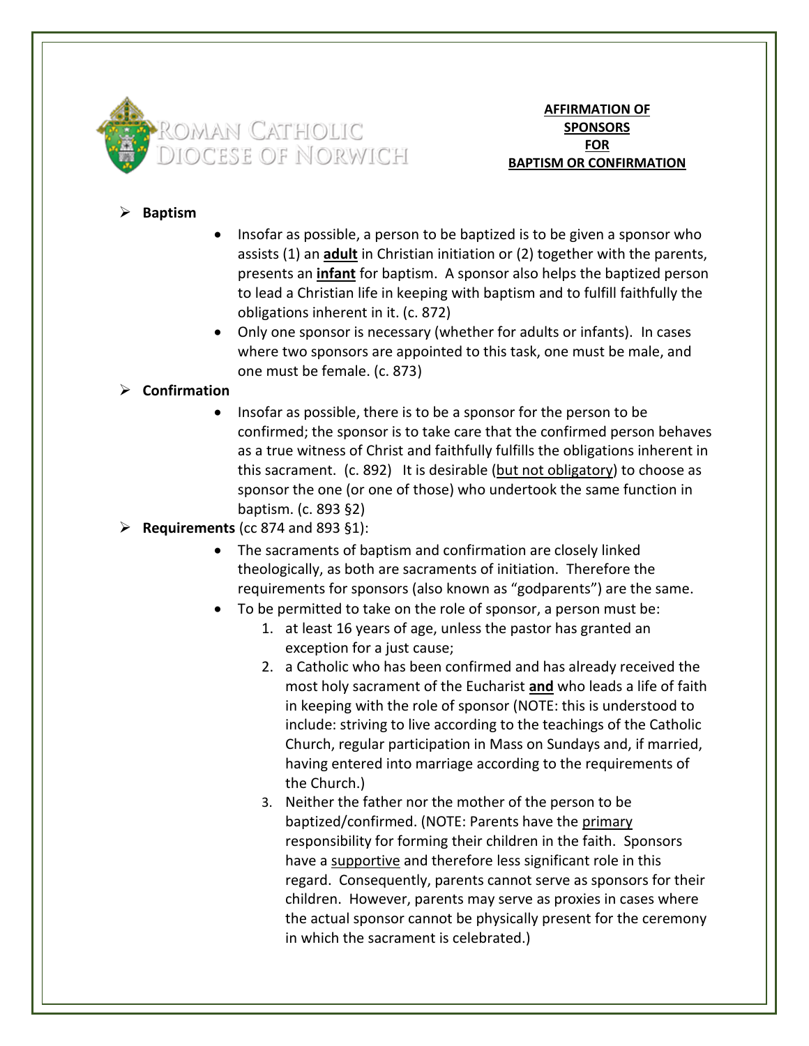ROMAN CATHOLIC DIOCESE OF NORWICH

# AFFIRMATION OF SPONSORS FOR BAPTISM OR CONFIRMATION

- **Baptism**
  - Insofar as possible, a person to be baptized is to be given a sponsor who assists (1) an **adult** in Christian initiation or (2) together with the parents, presents an **infant** for baptism. A sponsor also helps the baptized person to lead a Christian life in keeping with baptism and to fulfill faithfully the obligations inherent in it. (c. 872)
  - Only one sponsor is necessary (whether for adults or infants). In cases where two sponsors are appointed to this task, one must be male, and one must be female. (c. 873)
- **Confirmation**
  - Insofar as possible, there is to be a sponsor for the person to be confirmed; the sponsor is to take care that the confirmed person behaves as a true witness of Christ and faithfully fulfills the obligations inherent in this sacrament. (c. 892) It is desirable (but not obligatory) to choose as sponsor the one (or one of those) who undertook the same function in baptism. (c. 893 §2)
- **Requirements** (cc 874 and 893 §1):
  - The sacraments of baptism and confirmation are closely linked theologically, as both are sacraments of initiation. Therefore the requirements for sponsors (also known as "godparents") are the same.
  - To be permitted to take on the role of sponsor, a person must be:
    1. at least 16 years of age, unless the pastor has granted an exception for a just cause;
    2. a Catholic who has been confirmed and has already received the most holy sacrament of the Eucharist **and** who leads a life of faith in keeping with the role of sponsor (NOTE: this is understood to include: striving to live according to the teachings of the Catholic Church, regular participation in Mass on Sundays and, if married, having entered into marriage according to the requirements of the Church.)
    3. Neither the father nor the mother of the person to be baptized/confirmed. (NOTE: Parents have the primary responsibility for forming their children in the faith. Sponsors have a supportive and therefore less significant role in this regard. Consequently, parents cannot serve as sponsors for their children. However, parents may serve as proxies in cases where the actual sponsor cannot be physically present for the ceremony in which the sacrament is celebrated.)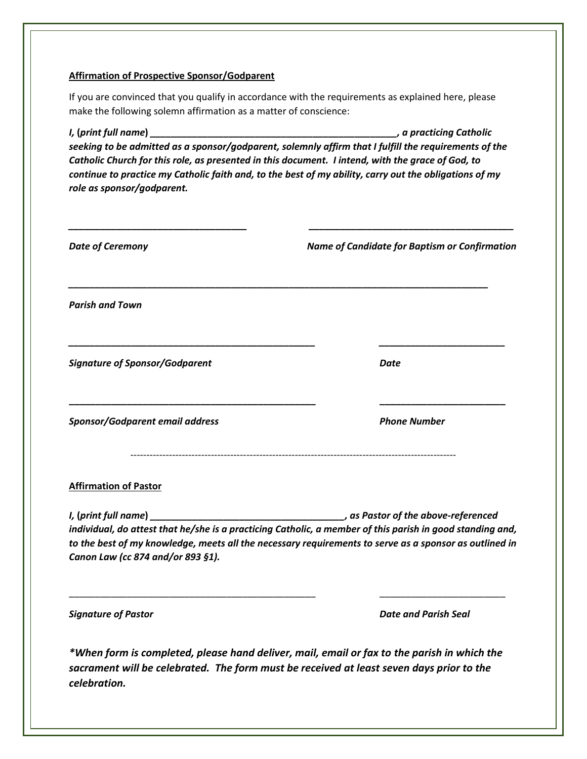**Affirmation of Prospective Sponsor/Godparent**

If you are convinced that you qualify in accordance with the requirements as explained here, please make the following solemn affirmation as a matter of conscience:

***I, (print full name) \_\_\_\_\_\_\_\_\_\_\_\_\_\_\_\_\_\_\_\_\_\_\_\_\_\_\_\_\_\_\_\_\_\_\_\_\_\_\_\_\_\_\_\_\_\_\_\_\_\_\_\_, a practicing Catholic seeking to be admitted as a sponsor/godparent, solemnly affirm that I fulfill the requirements of the Catholic Church for this role, as presented in this document. I intend, with the grace of God, to continue to practice my Catholic faith and, to the best of my ability, carry out the obligations of my role as sponsor/godparent.***

\_\_\_\_\_\_\_\_\_\_\_\_\_\_\_\_\_\_\_\_\_\_\_\_\_\_\_\_\_\_\_\_\_\_\_\_\_\_ \_\_\_\_\_\_\_\_\_\_\_\_\_\_\_\_\_\_\_\_\_\_\_\_\_\_\_\_\_\_\_\_\_\_\_\_\_\_\_\_\_\_\_\_

***Date of Ceremony*** ***Name of Candidate for Baptism or Confirmation***

\_\_\_\_\_\_\_\_\_\_\_\_\_\_\_\_\_\_\_\_\_\_\_\_\_\_\_\_\_\_\_\_\_\_\_\_\_\_\_\_\_\_\_\_\_\_\_\_\_\_\_\_\_\_\_\_\_\_\_\_\_\_\_\_\_\_\_\_\_\_\_\_\_\_\_\_\_\_\_\_\_\_\_\_\_\_\_\_\_\_\_\_

***Parish and Town***

\_\_\_\_\_\_\_\_\_\_\_\_\_\_\_\_\_\_\_\_\_\_\_\_\_\_\_\_\_\_\_\_\_\_\_\_\_\_\_\_\_\_\_\_\_\_\_\_\_\_\_\_\_\_ \_\_\_\_\_\_\_\_\_\_\_\_\_\_\_\_\_\_\_\_\_\_\_\_\_\_\_\_

***Signature of Sponsor/Godparent*** ***Date***

\_\_\_\_\_\_\_\_\_\_\_\_\_\_\_\_\_\_\_\_\_\_\_\_\_\_\_\_\_\_\_\_\_\_\_\_\_\_\_\_\_\_\_\_\_\_\_\_\_\_\_\_\_\_ \_\_\_\_\_\_\_\_\_\_\_\_\_\_\_\_\_\_\_\_\_\_\_\_\_\_\_\_

***Sponsor/Godparent email address*** ***Phone Number***

---

**Affirmation of Pastor**

***I, (print full name) \_\_\_\_\_\_\_\_\_\_\_\_\_\_\_\_\_\_\_\_\_\_\_\_\_\_\_\_\_\_\_\_\_\_\_\_\_\_\_\_\_\_, as Pastor of the above-referenced individual, do attest that he/she is a practicing Catholic, a member of this parish in good standing and, to the best of my knowledge, meets all the necessary requirements to serve as a sponsor as outlined in Canon Law (cc 874 and/or 893 §1).***

\_\_\_\_\_\_\_\_\_\_\_\_\_\_\_\_\_\_\_\_\_\_\_\_\_\_\_\_\_\_\_\_\_\_\_\_\_\_\_\_\_\_\_\_\_\_\_\_\_\_\_\_\_\_ \_\_\_\_\_\_\_\_\_\_\_\_\_\_\_\_\_\_\_\_\_\_\_\_\_\_\_\_

***Signature of Pastor*** ***Date and Parish Seal***

***\*When form is completed, please hand deliver, mail, email or fax to the parish in which the sacrament will be celebrated. The form must be received at least seven days prior to the celebration.***